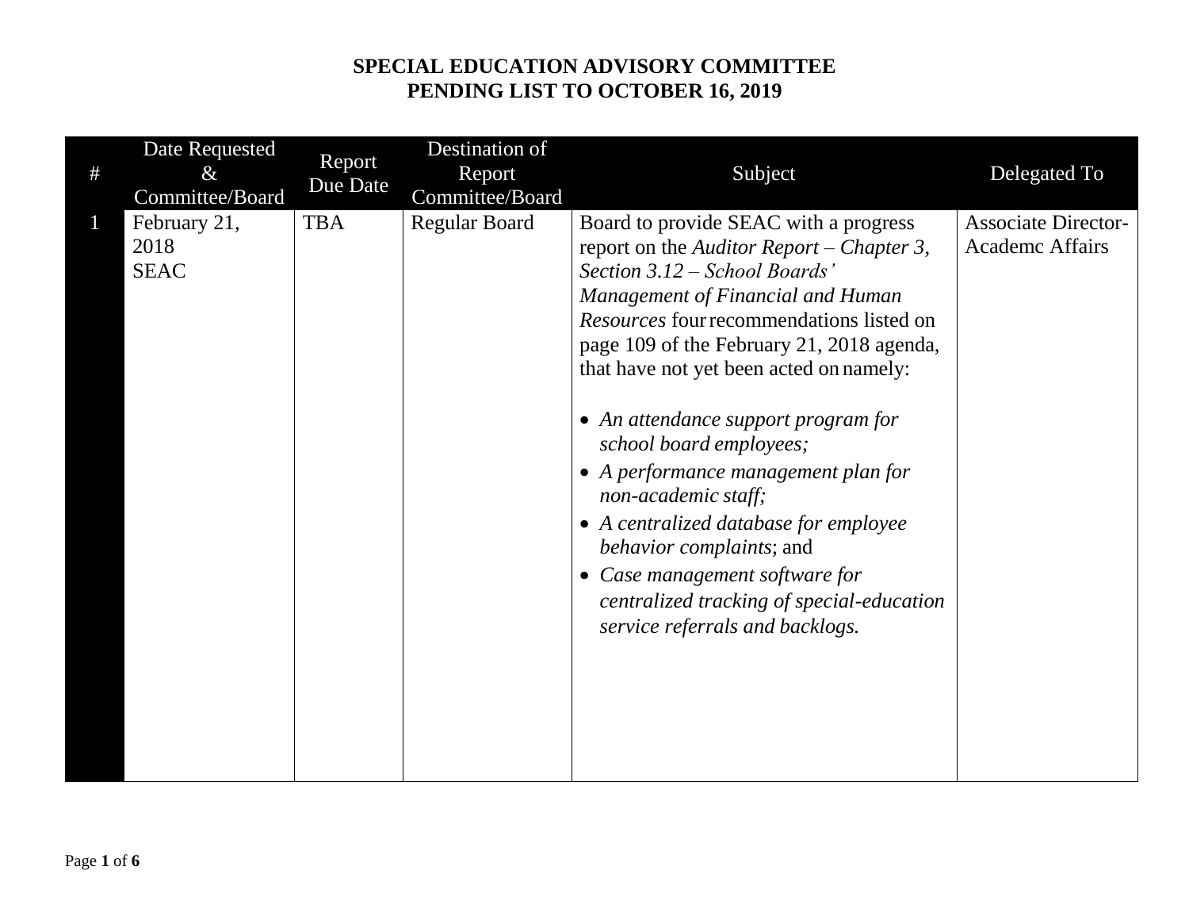# SPECIAL EDUCATION ADVISORY COMMITTEE
## PENDING LIST TO OCTOBER 16, 2019

| # | Date Requested & Committee/Board | Report Due Date | Destination of Report Committee/Board | Subject | Delegated To |
|---|---|---|---|---|---|
| 1 | February 21, 2018 SEAC | TBA | Regular Board | Board to provide SEAC with a progress report on the *Auditor Report – Chapter 3, Section 3.12 – School Boards' Management of Financial and Human Resources* four recommendations listed on page 109 of the February 21, 2018 agenda, that have not yet been acted on namely:<br><br>• *An attendance support program for school board employees;*<br>• *A performance management plan for non-academic staff;*<br>• *A centralized database for employee behavior complaints*; and<br>• *Case management software for centralized tracking of special-education service referrals and backlogs.* | Associate Director-Academc Affairs |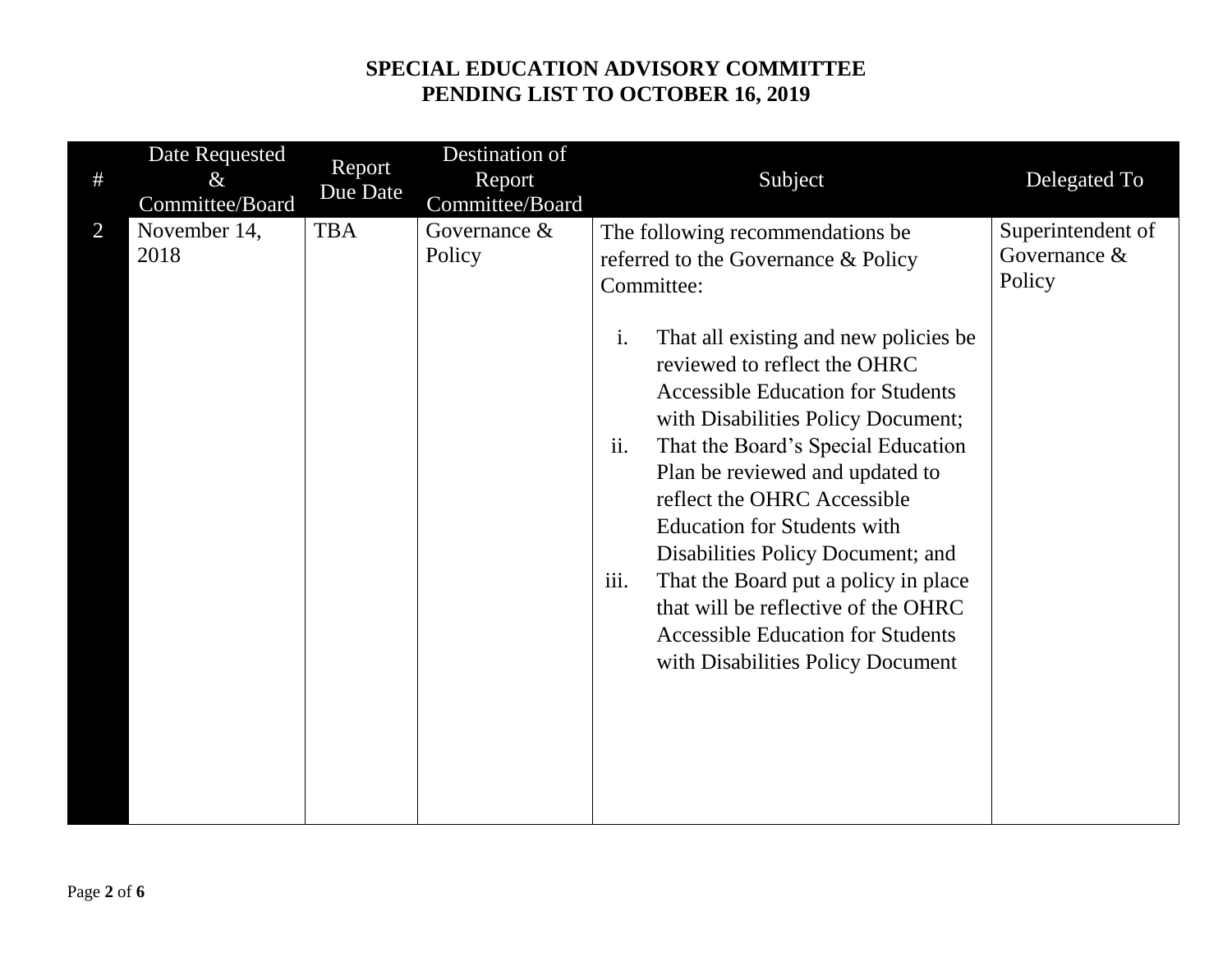**SPECIAL EDUCATION ADVISORY COMMITTEE**
**PENDING LIST TO OCTOBER 16, 2019**

| # | Date Requested & Committee/Board | Report Due Date | Destination of Report Committee/Board | Subject | Delegated To |
|---|---|---|---|---|---|
| 2 | November 14, 2018 | TBA | Governance & Policy | The following recommendations be referred to the Governance & Policy Committee:<br><br>i. That all existing and new policies be reviewed to reflect the OHRC Accessible Education for Students with Disabilities Policy Document;<br>ii. That the Board's Special Education Plan be reviewed and updated to reflect the OHRC Accessible Education for Students with Disabilities Policy Document; and<br>iii. That the Board put a policy in place that will be reflective of the OHRC Accessible Education for Students with Disabilities Policy Document | Superintendent of Governance & Policy |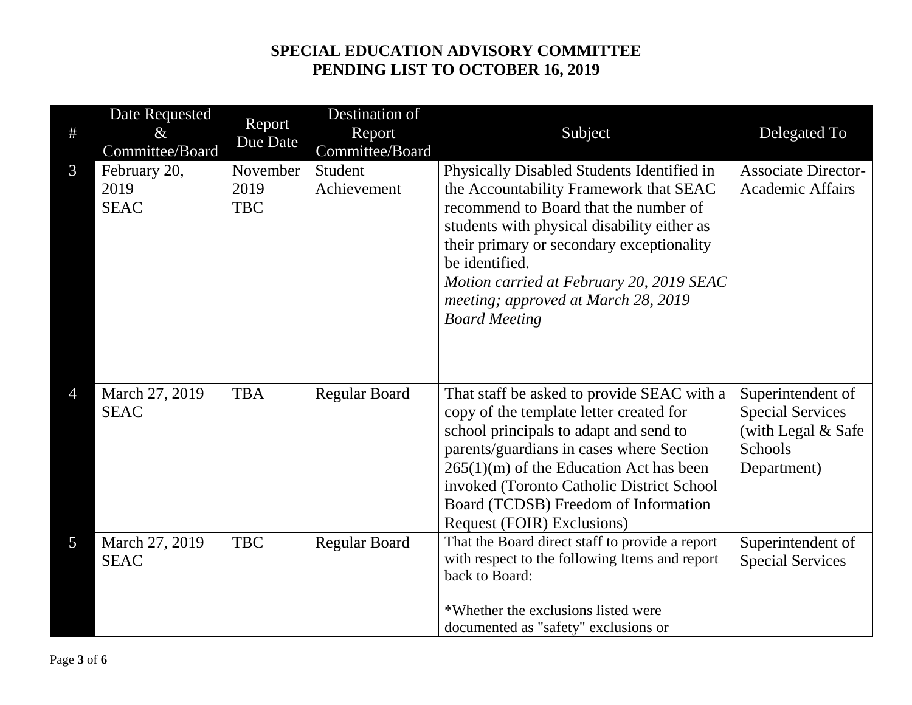## SPECIAL EDUCATION ADVISORY COMMITTEE
## PENDING LIST TO OCTOBER 16, 2019

| # | Date Requested & Committee/Board | Report Due Date | Destination of Report Committee/Board | Subject | Delegated To |
|---|---|---|---|---|---|
| 3 | February 20, 2019 SEAC | November 2019 TBC | Student Achievement | Physically Disabled Students Identified in the Accountability Framework that SEAC recommend to Board that the number of students with physical disability either as their primary or secondary exceptionality be identified. *Motion carried at February 20, 2019 SEAC meeting; approved at March 28, 2019 Board Meeting* | Associate Director-Academic Affairs |
| 4 | March 27, 2019 SEAC | TBA | Regular Board | That staff be asked to provide SEAC with a copy of the template letter created for school principals to adapt and send to parents/guardians in cases where Section 265(1)(m) of the Education Act has been invoked (Toronto Catholic District School Board (TCDSB) Freedom of Information Request (FOIR) Exclusions) | Superintendent of Special Services (with Legal & Safe Schools Department) |
| 5 | March 27, 2019 SEAC | TBC | Regular Board | That the Board direct staff to provide a report with respect to the following Items and report back to Board:<br><br>*Whether the exclusions listed were documented as "safety" exclusions or | Superintendent of Special Services |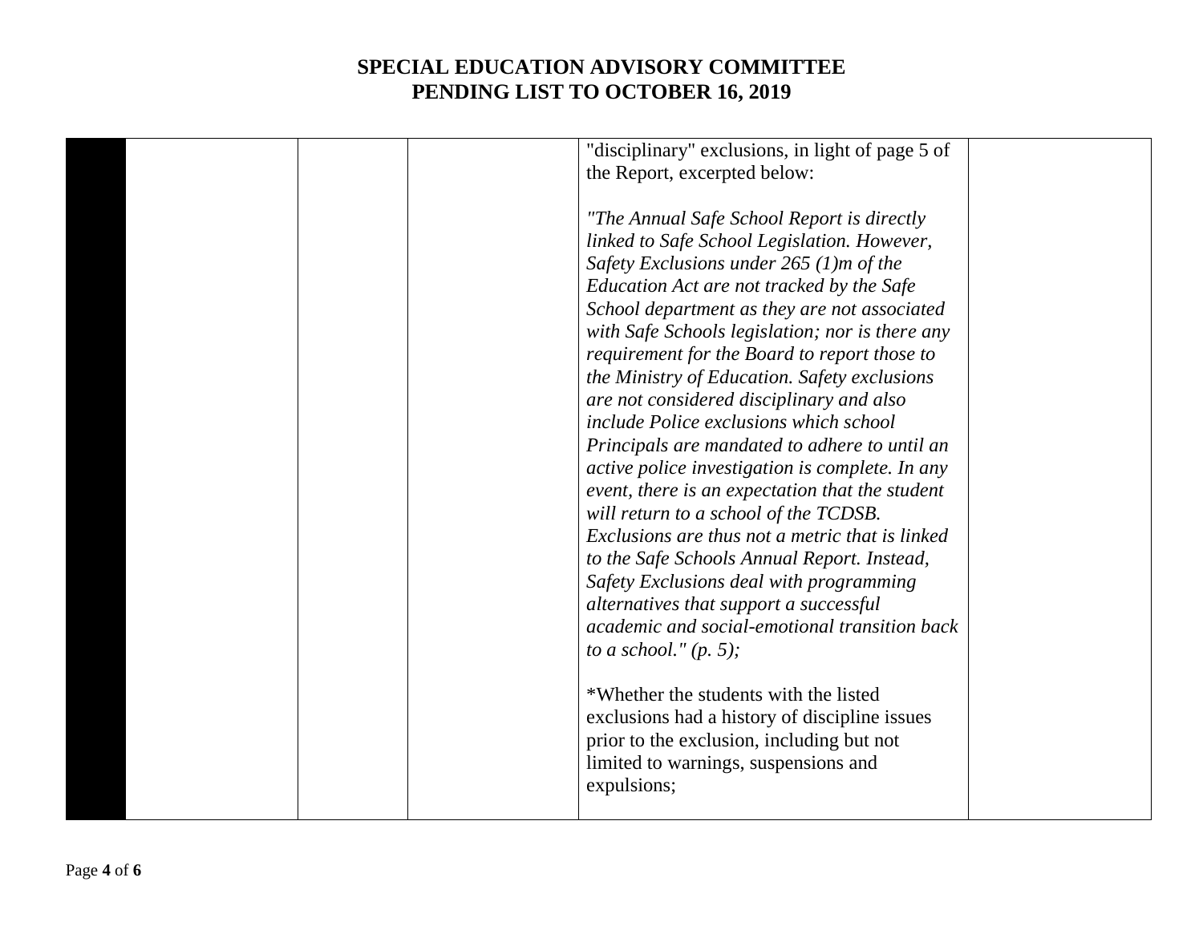# SPECIAL EDUCATION ADVISORY COMMITTEE
# PENDING LIST TO OCTOBER 16, 2019

| | | | | | |
|---|---|---|---|---|---|
| | | | | "disciplinary" exclusions, in light of page 5 of the Report, excerpted below:<br><br>*"The Annual Safe School Report is directly linked to Safe School Legislation. However, Safety Exclusions under 265 (1)m of the Education Act are not tracked by the Safe School department as they are not associated with Safe Schools legislation; nor is there any requirement for the Board to report those to the Ministry of Education. Safety exclusions are not considered disciplinary and also include Police exclusions which school Principals are mandated to adhere to until an active police investigation is complete. In any event, there is an expectation that the student will return to a school of the TCDSB. Exclusions are thus not a metric that is linked to the Safe Schools Annual Report. Instead, Safety Exclusions deal with programming alternatives that support a successful academic and social-emotional transition back to a school." (p. 5);*<br><br>*Whether the students with the listed exclusions had a history of discipline issues prior to the exclusion, including but not limited to warnings, suspensions and expulsions; | |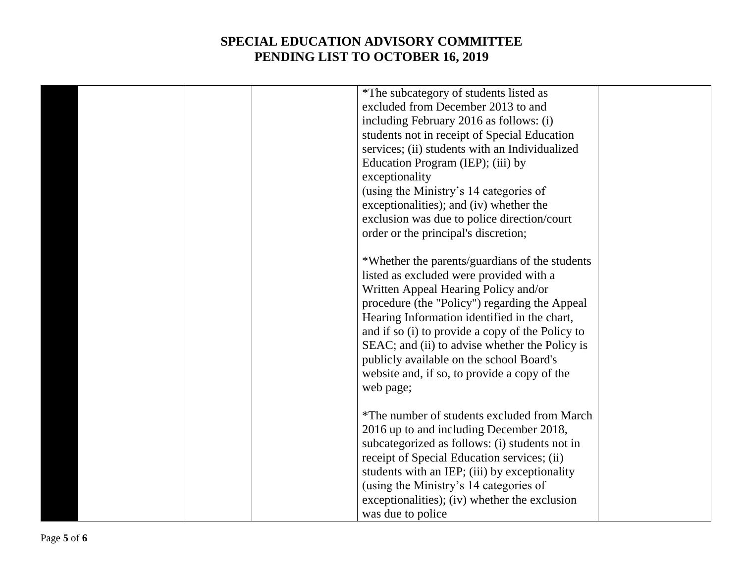# SPECIAL EDUCATION ADVISORY COMMITTEE
# PENDING LIST TO OCTOBER 16, 2019

| | | | | | |
|---|---|---|---|---|---|
| | | | | *The subcategory of students listed as excluded from December 2013 to and including February 2016 as follows: (i) students not in receipt of Special Education services; (ii) students with an Individualized Education Program (IEP); (iii) by exceptionality (using the Ministry's 14 categories of exceptionalities); and (iv) whether the exclusion was due to police direction/court order or the principal's discretion;<br><br>*Whether the parents/guardians of the students listed as excluded were provided with a Written Appeal Hearing Policy and/or procedure (the "Policy") regarding the Appeal Hearing Information identified in the chart, and if so (i) to provide a copy of the Policy to SEAC; and (ii) to advise whether the Policy is publicly available on the school Board's website and, if so, to provide a copy of the web page;<br><br>*The number of students excluded from March 2016 up to and including December 2018, subcategorized as follows: (i) students not in receipt of Special Education services; (ii) students with an IEP; (iii) by exceptionality (using the Ministry's 14 categories of exceptionalities); (iv) whether the exclusion was due to police | |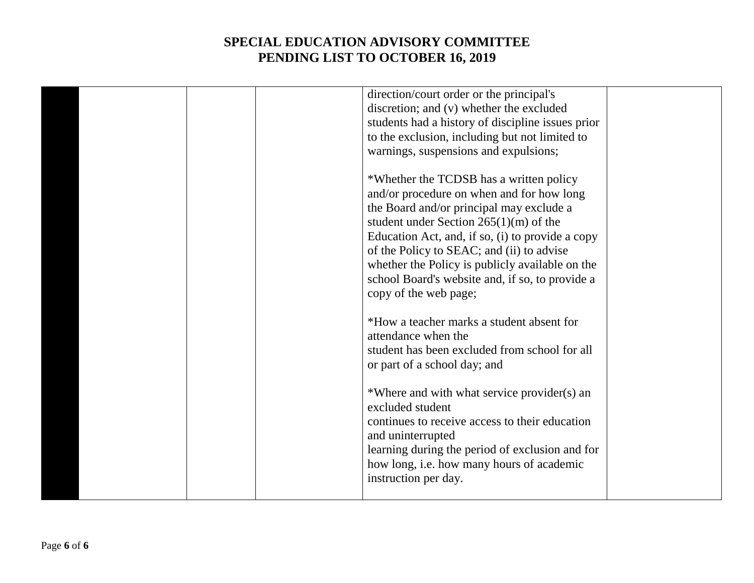# SPECIAL EDUCATION ADVISORY COMMITTEE
# PENDING LIST TO OCTOBER 16, 2019

| | | | | | |
|---|---|---|---|---|---|
| | | | | direction/court order or the principal's discretion; and (v) whether the excluded students had a history of discipline issues prior to the exclusion, including but not limited to warnings, suspensions and expulsions;<br><br>*Whether the TCDSB has a written policy and/or procedure on when and for how long the Board and/or principal may exclude a student under Section 265(1)(m) of the Education Act, and, if so, (i) to provide a copy of the Policy to SEAC; and (ii) to advise whether the Policy is publicly available on the school Board's website and, if so, to provide a copy of the web page;<br><br>*How a teacher marks a student absent for attendance when the student has been excluded from school for all or part of a school day; and<br><br>*Where and with what service provider(s) an excluded student continues to receive access to their education and uninterrupted learning during the period of exclusion and for how long, i.e. how many hours of academic instruction per day. | |